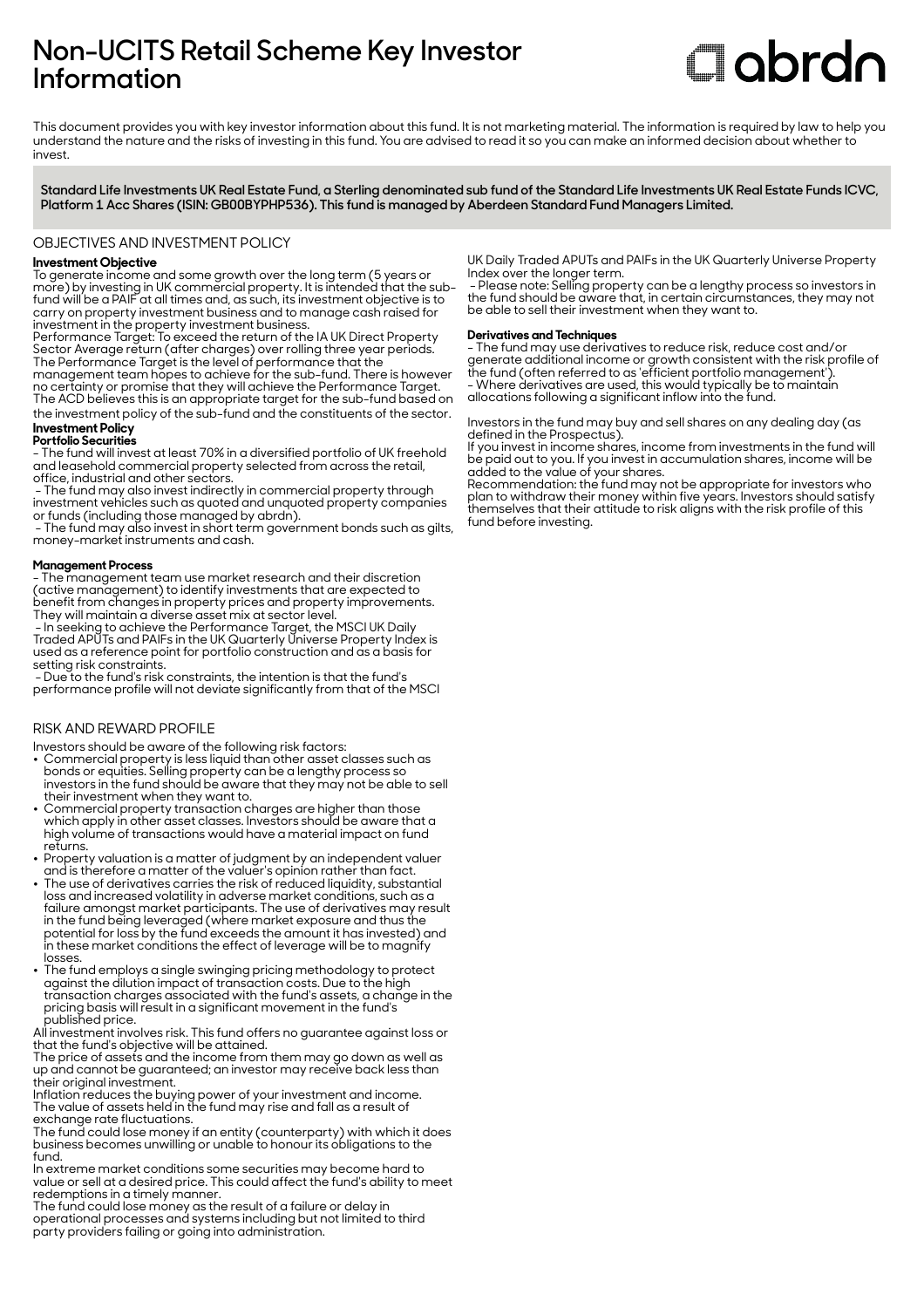# Non-UCITS Retail Scheme Key Investor Information

This document provides you with key investor information about this fund. It is not marketing material. The information is required by law to help you understand the nature and the risks of investing in this fund. You are advised to read it so you can make an informed decision about whether to invest.

**Standard Life Investments UK Real Estate Fund, a Sterling denominated sub fund of the Standard Life Investments UK Real Estate Funds ICVC, Platform 1 Acc Shares (ISIN: GB00BYPHP536). This fund is managed by Aberdeen Standard Fund Managers Limited.**

## OBJECTIVES AND INVESTMENT POLICY

**Investment Objective**

To generate income and some growth over the long term (5 years or more) by investing in UK commercial property. It is intended that the sub-fund will be a PAIF at all times and, as such, its investment objective is to carry on property investment business and to manage cash raised for investment in the property investment business.

Performance Target: To exceed the return of the IA UK Direct Property Sector Average return (after charges) over rolling three year periods. The Performance Target is the level of performance that the management team hopes to achieve for the sub-fund. There is however no certainty or promise that they will achieve the Performance Target. The ACD believes this is an appropriate target for the sub-fund based on the investment policy of the sub-fund and the constituents of the sector.

**Investment Policy**

**Portfolio Securities**

- The fund will invest at least 70% in a diversified portfolio of UK freehold and leasehold commercial property selected from across the retail, office, industrial and other sectors.
- The fund may also invest indirectly in commercial property through investment vehicles such as quoted and unquoted property companies or funds (including those managed by abrdn).
- The fund may also invest in short term government bonds such as gilts, money-market instruments and cash.

**Management Process**

- The management team use market research and their discretion (active management) to identify investments that are expected to benefit from changes in property prices and property improvements. They will maintain a diverse asset mix at sector level.
- In seeking to achieve the Performance Target, the MSCI UK Daily Traded APUTs and PAIFs in the UK Quarterly Universe Property Index is used as a reference point for portfolio construction and as a basis for setting risk constraints.
- Due to the fund's risk constraints, the intention is that the fund's performance profile will not deviate significantly from that of the MSCI UK Daily Traded APUTs and PAIFs in the UK Quarterly Universe Property Index over the longer term.
- Please note: Selling property can be a lengthy process so investors in the fund should be aware that, in certain circumstances, they may not be able to sell their investment when they want to.

**Derivatives and Techniques**

- The fund may use derivatives to reduce risk, reduce cost and/or generate additional income or growth consistent with the risk profile of the fund (often referred to as 'efficient portfolio management').
- Where derivatives are used, this would typically be to maintain allocations following a significant inflow into the fund.

Investors in the fund may buy and sell shares on any dealing day (as defined in the Prospectus).

If you invest in income shares, income from investments in the fund will be paid out to you. If you invest in accumulation shares, income will be added to the value of your shares.

Recommendation: the fund may not be appropriate for investors who plan to withdraw their money within five years. Investors should satisfy themselves that their attitude to risk aligns with the risk profile of this fund before investing.

## RISK AND REWARD PROFILE

Investors should be aware of the following risk factors:

- Commercial property is less liquid than other asset classes such as bonds or equities. Selling property can be a lengthy process so investors in the fund should be aware that they may not be able to sell their investment when they want to.
- Commercial property transaction charges are higher than those which apply in other asset classes. Investors should be aware that a high volume of transactions would have a material impact on fund returns.
- Property valuation is a matter of judgment by an independent valuer and is therefore a matter of the valuer's opinion rather than fact.
- The use of derivatives carries the risk of reduced liquidity, substantial loss and increased volatility in adverse market conditions, such as a failure amongst market participants. The use of derivatives may result in the fund being leveraged (where market exposure and thus the potential for loss by the fund exceeds the amount it has invested) and in these market conditions the effect of leverage will be to magnify losses.
- The fund employs a single swinging pricing methodology to protect against the dilution impact of transaction costs. Due to the high transaction charges associated with the fund's assets, a change in the pricing basis will result in a significant movement in the fund's published price.

All investment involves risk. This fund offers no guarantee against loss or that the fund's objective will be attained.

The price of assets and the income from them may go down as well as up and cannot be guaranteed; an investor may receive back less than their original investment.

Inflation reduces the buying power of your investment and income.

The value of assets held in the fund may rise and fall as a result of exchange rate fluctuations.

The fund could lose money if an entity (counterparty) with which it does business becomes unwilling or unable to honour its obligations to the fund.

In extreme market conditions some securities may become hard to value or sell at a desired price. This could affect the fund's ability to meet redemptions in a timely manner.

The fund could lose money as the result of a failure or delay in operational processes and systems including but not limited to third party providers failing or going into administration.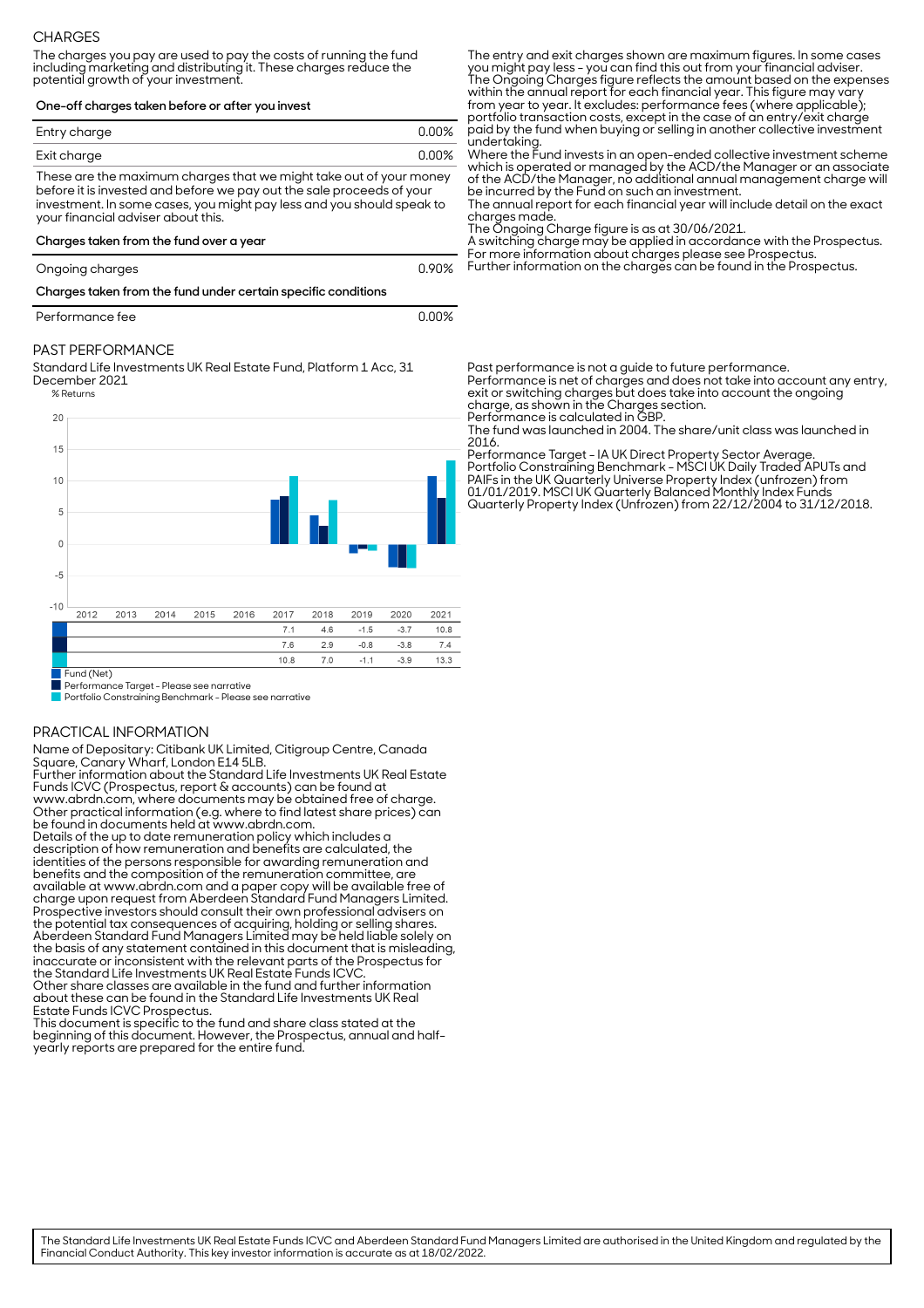## CHARGES

The charges you pay are used to pay the costs of running the fund including marketing and distributing it. These charges reduce the potential growth of your investment.

| One-off charges taken before or after you invest | |
|---|---|
| Entry charge | 0.00% |
| Exit charge | 0.00% |

These are the maximum charges that we might take out of your money before it is invested and before we pay out the sale proceeds of your investment. In some cases, you might pay less and you should speak to your financial adviser about this.

| Charges taken from the fund over a year | |
|---|---|
| Ongoing charges | 0.90% |

| Charges taken from the fund under certain specific conditions | |
|---|---|
| Performance fee | 0.00% |

The entry and exit charges shown are maximum figures. In some cases you might pay less - you can find this out from your financial adviser.
The Ongoing Charges figure reflects the amount based on the expenses within the annual report for each financial year. This figure may vary from year to year. It excludes: performance fees (where applicable); portfolio transaction costs, except in the case of an entry/exit charge paid by the fund when buying or selling in another collective investment undertaking.
Where the Fund invests in an open-ended collective investment scheme which is operated or managed by the ACD/the Manager or an associate of the ACD/the Manager, no additional annual management charge will be incurred by the Fund on such an investment.
The annual report for each financial year will include detail on the exact charges made.
The Ongoing Charge figure is as at 30/06/2021.
A switching charge may be applied in accordance with the Prospectus.
For more information about charges please see Prospectus.
Further information on the charges can be found in the Prospectus.

## PAST PERFORMANCE

Standard Life Investments UK Real Estate Fund, Platform 1 Acc, 31 December 2021

% Returns

20
15
10
5
0
-5
-10

2012 2013 2014 2015 2016 2017 2018 2019 2020 2021

Fund (Net): 2017 7.1, 2018 4.6, 2019 -1.5, 2020 -3.7, 2021 10.8
Performance Target - Please see narrative: 2017 7.6, 2018 2.9, 2019 -0.8, 2020 -3.8, 2021 7.4
Portfolio Constraining Benchmark - Please see narrative: 2017 10.8, 2018 7.0, 2019 -1.1, 2020 -3.9, 2021 13.3

Past performance is not a guide to future performance.
Performance is net of charges and does not take into account any entry, exit or switching charges but does take into account the ongoing charge, as shown in the Charges section.
Performance is calculated in GBP.
The fund was launched in 2004. The share/unit class was launched in 2016.
Performance Target - IA UK Direct Property Sector Average.
Portfolio Constraining Benchmark - MSCI UK Daily Traded APUTs and PAIFs in the UK Quarterly Universe Property Index (unfrozen) from 01/01/2019. MSCI UK Quarterly Balanced Monthly Index Funds Quarterly Property Index (Unfrozen) from 22/12/2004 to 31/12/2018.

## PRACTICAL INFORMATION

Name of Depositary: Citibank UK Limited, Citigroup Centre, Canada Square, Canary Wharf, London E14 5LB.
Further information about the Standard Life Investments UK Real Estate Funds ICVC (Prospectus, report & accounts) can be found at www.abrdn.com, where documents may be obtained free of charge.
Other practical information (e.g. where to find latest share prices) can be found in documents held at www.abrdn.com.
Details of the up to date remuneration policy which includes a description of how remuneration and benefits are calculated, the identities of the persons responsible for awarding remuneration and benefits and the composition of the remuneration committee, are available at www.abrdn.com and a paper copy will be available free of charge upon request from Aberdeen Standard Fund Managers Limited.
Prospective investors should consult their own professional advisers on the potential tax consequences of acquiring, holding or selling shares.
Aberdeen Standard Fund Managers Limited may be held liable solely on the basis of any statement contained in this document that is misleading, inaccurate or inconsistent with the relevant parts of the Prospectus for the Standard Life Investments UK Real Estate Funds ICVC.
Other share classes are available in the fund and further information about these can be found in the Standard Life Investments UK Real Estate Funds ICVC Prospectus.
This document is specific to the fund and share class stated at the beginning of this document. However, the Prospectus, annual and half-yearly reports are prepared for the entire fund.

The Standard Life Investments UK Real Estate Funds ICVC and Aberdeen Standard Fund Managers Limited are authorised in the United Kingdom and regulated by the Financial Conduct Authority. This key investor information is accurate as at 18/02/2022.